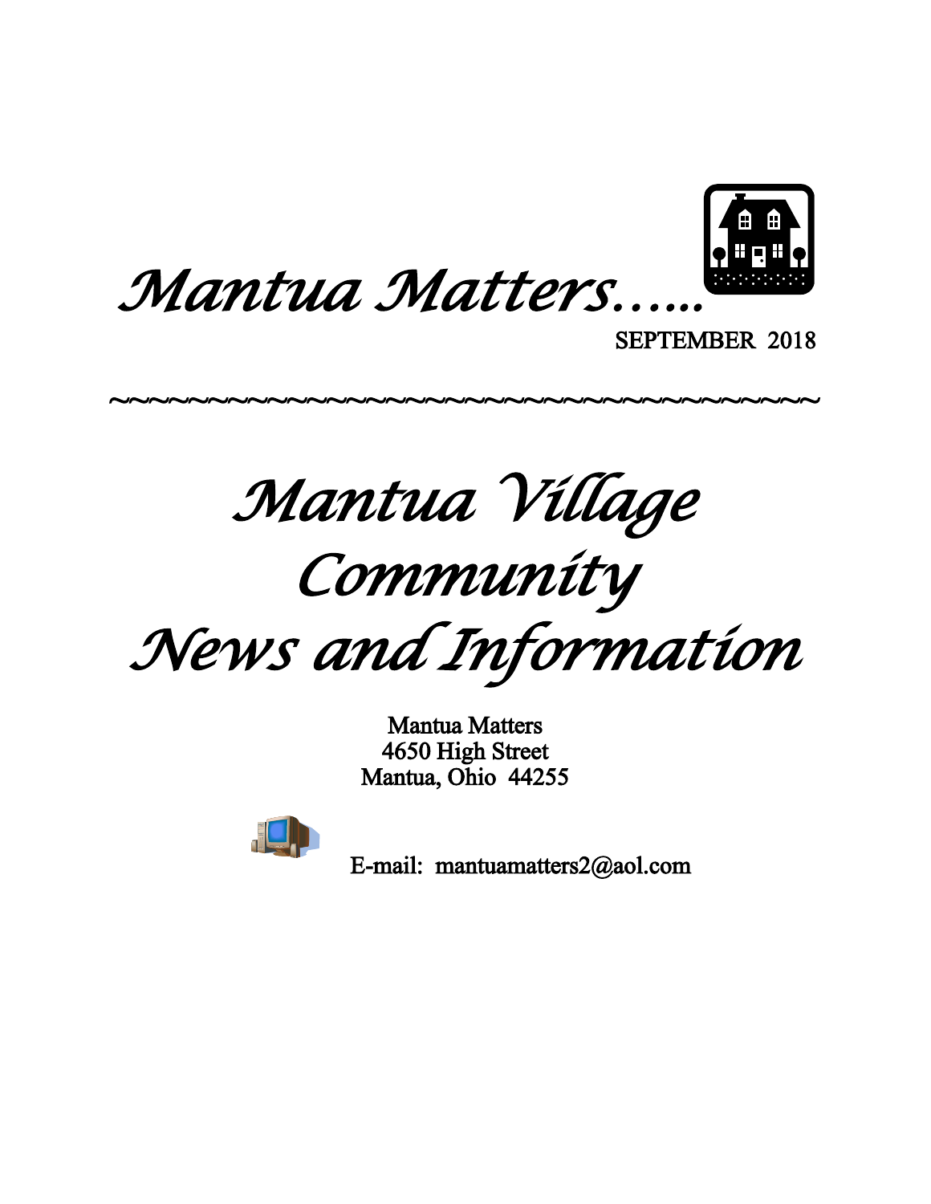# *Mantua Matters…..*

SEPTEMBER 2018

~~~~~~~~~~~~~~~~~~~~~~~~~~~~~~~~~~~~~~~~

# *Mantua Village Community News and Information*

Mantua Matters
4650 High Street
Mantua, Ohio 44255

E-mail: mantuamatters2@aol.com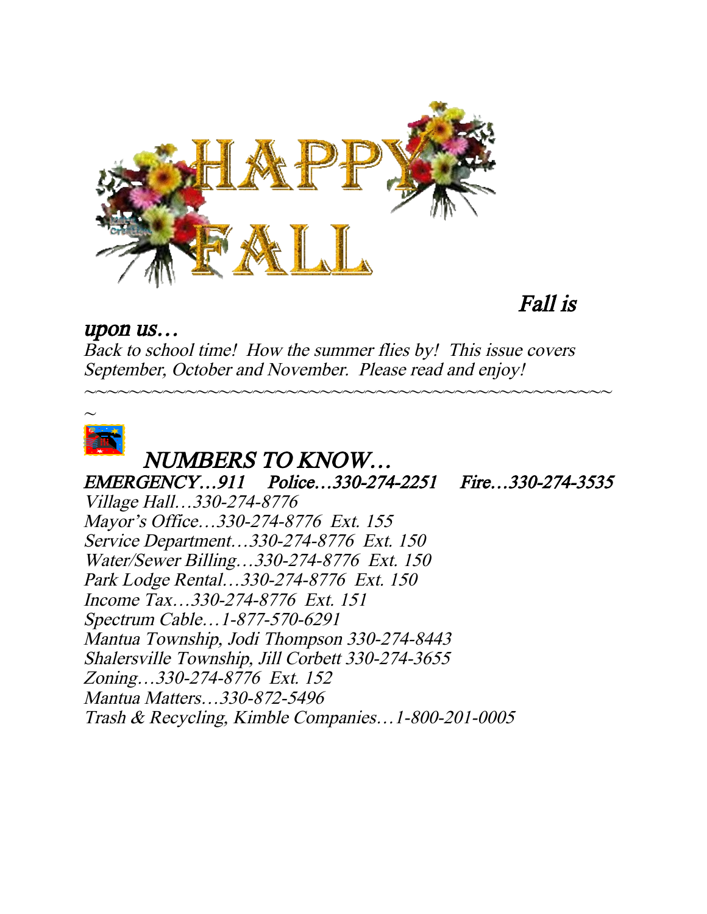HAPPY FALL

*Fall is upon us…*

*Back to school time! How the summer flies by! This issue covers September, October and November. Please read and enjoy!*

~~~~~~~~~~~~~~~~~~~~~~~~~~~~~~~~~~~~~~~~~~~~~~~~~~

## *NUMBERS TO KNOW…*

*EMERGENCY…911 Police…330-274-2251 Fire…330-274-3535*

*Village Hall…330-274-8776*
*Mayor's Office…330-274-8776 Ext. 155*
*Service Department…330-274-8776 Ext. 150*
*Water/Sewer Billing…330-274-8776 Ext. 150*
*Park Lodge Rental…330-274-8776 Ext. 150*
*Income Tax…330-274-8776 Ext. 151*
*Spectrum Cable…1-877-570-6291*
*Mantua Township, Jodi Thompson 330-274-8443*
*Shalersville Township, Jill Corbett 330-274-3655*
*Zoning…330-274-8776 Ext. 152*
*Mantua Matters…330-872-5496*
*Trash & Recycling, Kimble Companies…1-800-201-0005*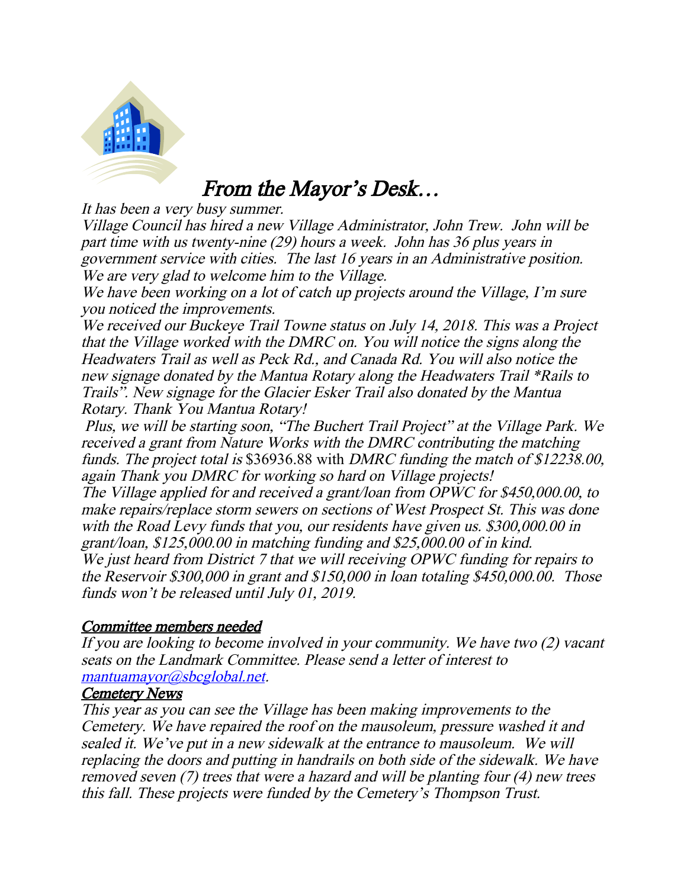# *From the Mayor's Desk…*

*It has been a very busy summer.*

*Village Council has hired a new Village Administrator, John Trew. John will be part time with us twenty-nine (29) hours a week. John has 36 plus years in government service with cities. The last 16 years in an Administrative position. We are very glad to welcome him to the Village.*

*We have been working on a lot of catch up projects around the Village, I'm sure you noticed the improvements.*

*We received our Buckeye Trail Towne status on July 14, 2018. This was a Project that the Village worked with the DMRC on. You will notice the signs along the Headwaters Trail as well as Peck Rd., and Canada Rd. You will also notice the new signage donated by the Mantua Rotary along the Headwaters Trail \*Rails to Trails". New signage for the Glacier Esker Trail also donated by the Mantua Rotary. Thank You Mantua Rotary!*

*Plus, we will be starting soon, "The Buchert Trail Project" at the Village Park. We received a grant from Nature Works with the DMRC contributing the matching funds. The project total is* $36936.88 with *DMRC funding the match of $12238.00, again Thank you DMRC for working so hard on Village projects!*

*The Village applied for and received a grant/loan from OPWC for $450,000.00, to make repairs/replace storm sewers on sections of West Prospect St. This was done with the Road Levy funds that you, our residents have given us. $300,000.00 in grant/loan, $125,000.00 in matching funding and $25,000.00 of in kind.*

*We just heard from District 7 that we will receiving OPWC funding for repairs to the Reservoir $300,000 in grant and $150,000 in loan totaling $450,000.00. Those funds won't be released until July 01, 2019.*

## Committee members needed

*If you are looking to become involved in your community. We have two (2) vacant seats on the Landmark Committee. Please send a letter of interest to [mantuamayor@sbcglobal.net](mailto:mantuamayor@sbcglobal.net).*

## Cemetery News

*This year as you can see the Village has been making improvements to the Cemetery. We have repaired the roof on the mausoleum, pressure washed it and sealed it. We've put in a new sidewalk at the entrance to mausoleum. We will replacing the doors and putting in handrails on both side of the sidewalk. We have removed seven (7) trees that were a hazard and will be planting four (4) new trees this fall. These projects were funded by the Cemetery's Thompson Trust.*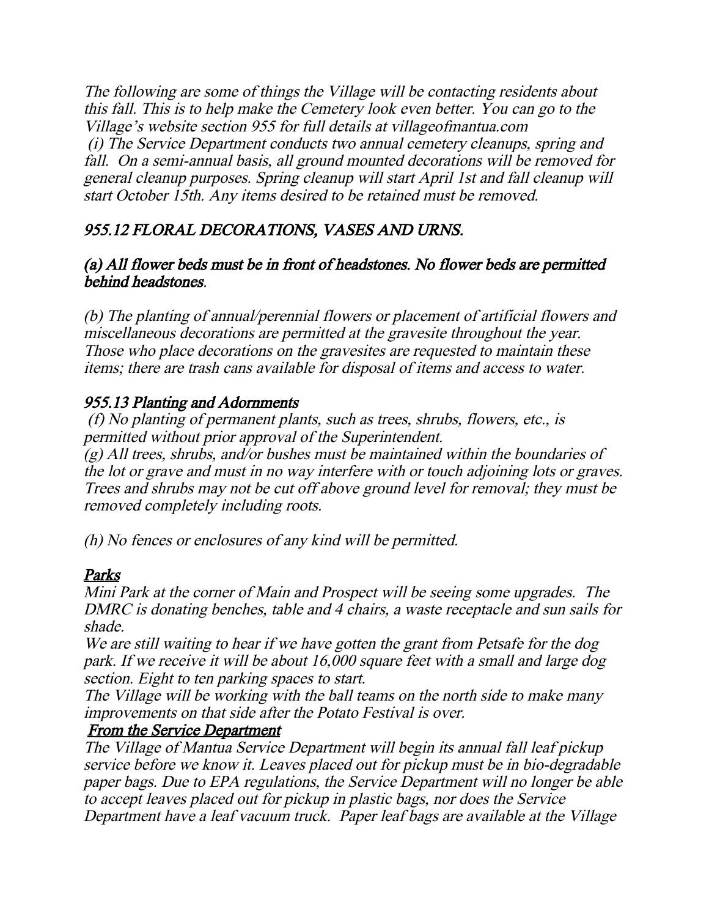*The following are some of things the Village will be contacting residents about this fall. This is to help make the Cemetery look even better. You can go to the Village's website section 955 for full details at villageofmantua.com*
*(i) The Service Department conducts two annual cemetery cleanups, spring and fall. On a semi-annual basis, all ground mounted decorations will be removed for general cleanup purposes. Spring cleanup will start April 1st and fall cleanup will start October 15th. Any items desired to be retained must be removed.*

### *955.12 FLORAL DECORATIONS, VASES AND URNS.*

***(a) All flower beds must be in front of headstones. No flower beds are permitted behind headstones.***

*(b) The planting of annual/perennial flowers or placement of artificial flowers and miscellaneous decorations are permitted at the gravesite throughout the year. Those who place decorations on the gravesites are requested to maintain these items; there are trash cans available for disposal of items and access to water.*

### *955.13 Planting and Adornments*

*(f) No planting of permanent plants, such as trees, shrubs, flowers, etc., is permitted without prior approval of the Superintendent.*
*(g) All trees, shrubs, and/or bushes must be maintained within the boundaries of the lot or grave and must in no way interfere with or touch adjoining lots or graves. Trees and shrubs may not be cut off above ground level for removal; they must be removed completely including roots.*

*(h) No fences or enclosures of any kind will be permitted.*

### *Parks*

*Mini Park at the corner of Main and Prospect will be seeing some upgrades. The DMRC is donating benches, table and 4 chairs, a waste receptacle and sun sails for shade.*
*We are still waiting to hear if we have gotten the grant from Petsafe for the dog park. If we receive it will be about 16,000 square feet with a small and large dog section. Eight to ten parking spaces to start.*
*The Village will be working with the ball teams on the north side to make many improvements on that side after the Potato Festival is over.*

### *From the Service Department*

*The Village of Mantua Service Department will begin its annual fall leaf pickup service before we know it. Leaves placed out for pickup must be in bio-degradable paper bags. Due to EPA regulations, the Service Department will no longer be able to accept leaves placed out for pickup in plastic bags, nor does the Service Department have a leaf vacuum truck. Paper leaf bags are available at the Village*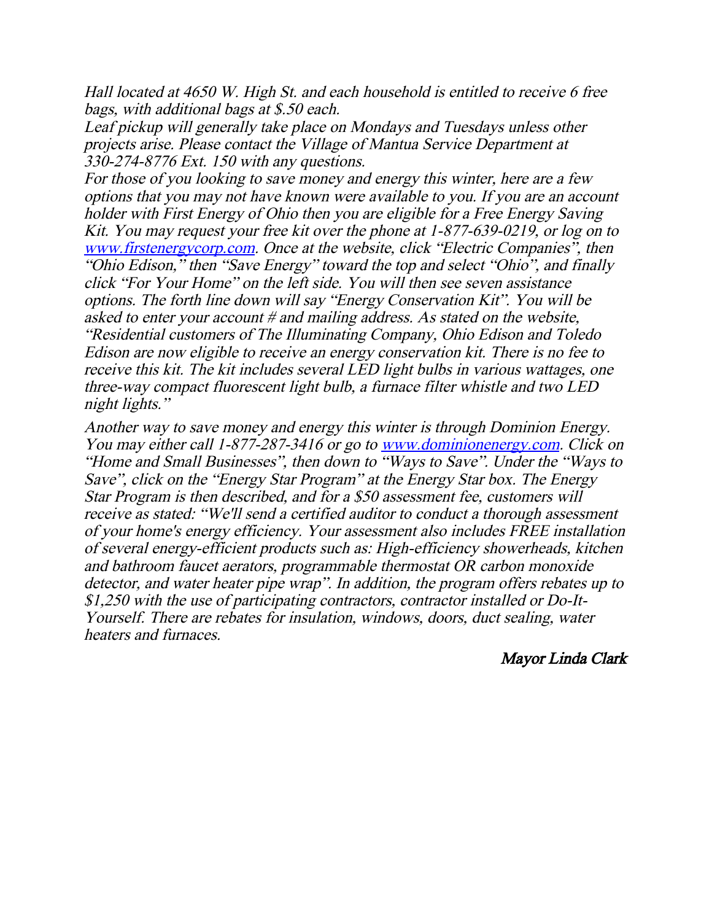*Hall located at 4650 W. High St. and each household is entitled to receive 6 free bags, with additional bags at $.50 each.*

*Leaf pickup will generally take place on Mondays and Tuesdays unless other projects arise. Please contact the Village of Mantua Service Department at 330-274-8776 Ext. 150 with any questions.*

*For those of you looking to save money and energy this winter, here are a few options that you may not have known were available to you. If you are an account holder with First Energy of Ohio then you are eligible for a Free Energy Saving Kit. You may request your free kit over the phone at 1-877-639-0219, or log on to [www.firstenergycorp.com](http://www.firstenergycorp.com). Once at the website, click "Electric Companies", then "Ohio Edison," then "Save Energy" toward the top and select "Ohio", and finally click "For Your Home" on the left side. You will then see seven assistance options. The forth line down will say "Energy Conservation Kit". You will be asked to enter your account # and mailing address. As stated on the website, "Residential customers of The Illuminating Company, Ohio Edison and Toledo Edison are now eligible to receive an energy conservation kit. There is no fee to receive this kit. The kit includes several LED light bulbs in various wattages, one three-way compact fluorescent light bulb, a furnace filter whistle and two LED night lights."*

*Another way to save money and energy this winter is through Dominion Energy. You may either call 1-877-287-3416 or go to [www.dominionenergy.com](http://www.dominionenergy.com). Click on "Home and Small Businesses", then down to "Ways to Save". Under the "Ways to Save", click on the "Energy Star Program" at the Energy Star box. The Energy Star Program is then described, and for a $50 assessment fee, customers will receive as stated: "We'll send a certified auditor to conduct a thorough assessment of your home's energy efficiency. Your assessment also includes FREE installation of several energy-efficient products such as: High-efficiency showerheads, kitchen and bathroom faucet aerators, programmable thermostat OR carbon monoxide detector, and water heater pipe wrap". In addition, the program offers rebates up to $1,250 with the use of participating contractors, contractor installed or Do-It-Yourself. There are rebates for insulation, windows, doors, duct sealing, water heaters and furnaces.*

*Mayor Linda Clark*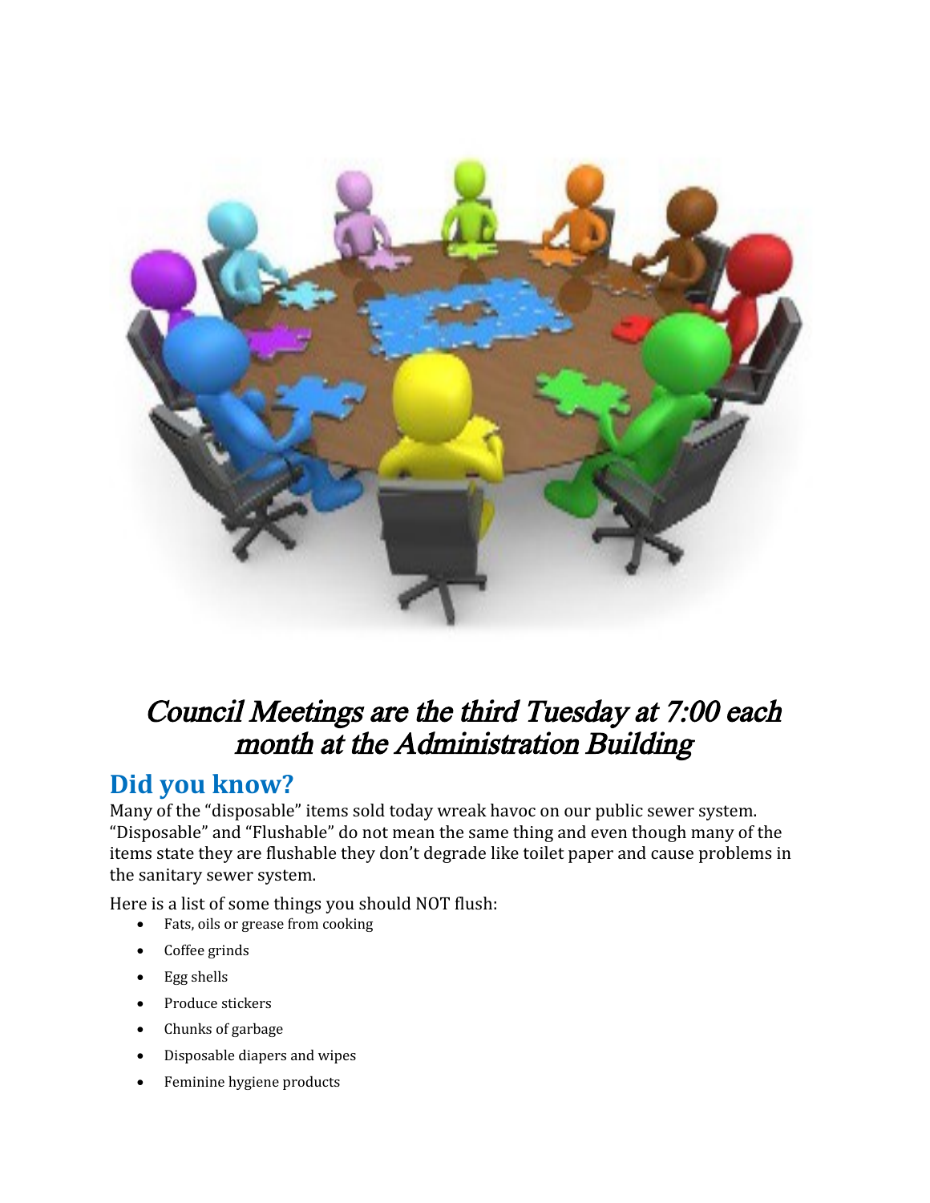*Council Meetings are the third Tuesday at 7:00 each month at the Administration Building*

## Did you know?

Many of the “disposable” items sold today wreak havoc on our public sewer system. “Disposable” and “Flushable” do not mean the same thing and even though many of the items state they are flushable they don’t degrade like toilet paper and cause problems in the sanitary sewer system.

Here is a list of some things you should NOT flush:

- Fats, oils or grease from cooking
- Coffee grinds
- Egg shells
- Produce stickers
- Chunks of garbage
- Disposable diapers and wipes
- Feminine hygiene products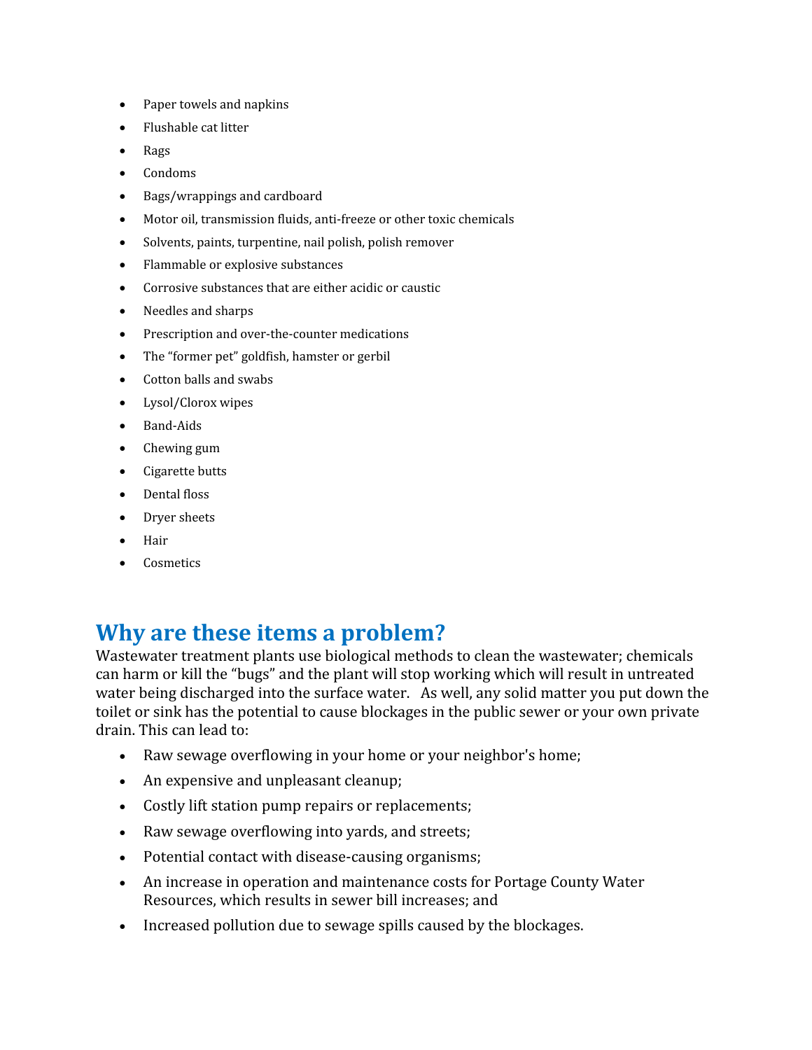- Paper towels and napkins
- Flushable cat litter
- Rags
- Condoms
- Bags/wrappings and cardboard
- Motor oil, transmission fluids, anti-freeze or other toxic chemicals
- Solvents, paints, turpentine, nail polish, polish remover
- Flammable or explosive substances
- Corrosive substances that are either acidic or caustic
- Needles and sharps
- Prescription and over-the-counter medications
- The "former pet" goldfish, hamster or gerbil
- Cotton balls and swabs
- Lysol/Clorox wipes
- Band-Aids
- Chewing gum
- Cigarette butts
- Dental floss
- Dryer sheets
- Hair
- Cosmetics

## Why are these items a problem?

Wastewater treatment plants use biological methods to clean the wastewater; chemicals can harm or kill the "bugs" and the plant will stop working which will result in untreated water being discharged into the surface water. As well, any solid matter you put down the toilet or sink has the potential to cause blockages in the public sewer or your own private drain. This can lead to:

- Raw sewage overflowing in your home or your neighbor's home;
- An expensive and unpleasant cleanup;
- Costly lift station pump repairs or replacements;
- Raw sewage overflowing into yards, and streets;
- Potential contact with disease-causing organisms;
- An increase in operation and maintenance costs for Portage County Water Resources, which results in sewer bill increases; and
- Increased pollution due to sewage spills caused by the blockages.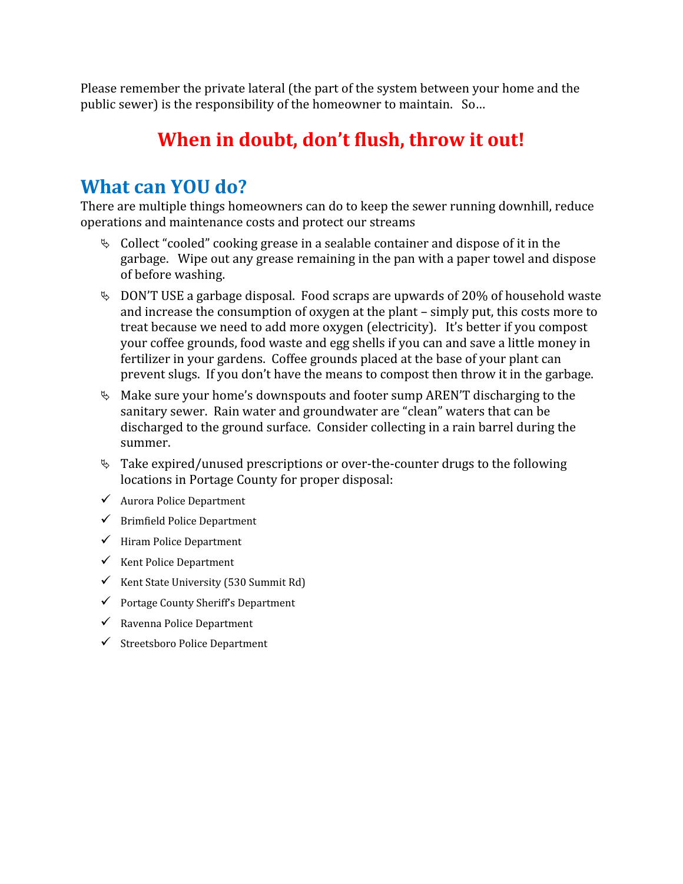Please remember the private lateral (the part of the system between your home and the public sewer) is the responsibility of the homeowner to maintain. So…

**When in doubt, don't flush, throw it out!**

## What can YOU do?

There are multiple things homeowners can do to keep the sewer running downhill, reduce operations and maintenance costs and protect our streams

- Collect "cooled" cooking grease in a sealable container and dispose of it in the garbage. Wipe out any grease remaining in the pan with a paper towel and dispose of before washing.
- DON'T USE a garbage disposal. Food scraps are upwards of 20% of household waste and increase the consumption of oxygen at the plant – simply put, this costs more to treat because we need to add more oxygen (electricity). It's better if you compost your coffee grounds, food waste and egg shells if you can and save a little money in fertilizer in your gardens. Coffee grounds placed at the base of your plant can prevent slugs. If you don't have the means to compost then throw it in the garbage.
- Make sure your home's downspouts and footer sump AREN'T discharging to the sanitary sewer. Rain water and groundwater are "clean" waters that can be discharged to the ground surface. Consider collecting in a rain barrel during the summer.
- Take expired/unused prescriptions or over-the-counter drugs to the following locations in Portage County for proper disposal:

- ✓ Aurora Police Department
- ✓ Brimfield Police Department
- ✓ Hiram Police Department
- ✓ Kent Police Department
- ✓ Kent State University (530 Summit Rd)
- ✓ Portage County Sheriff's Department
- ✓ Ravenna Police Department
- ✓ Streetsboro Police Department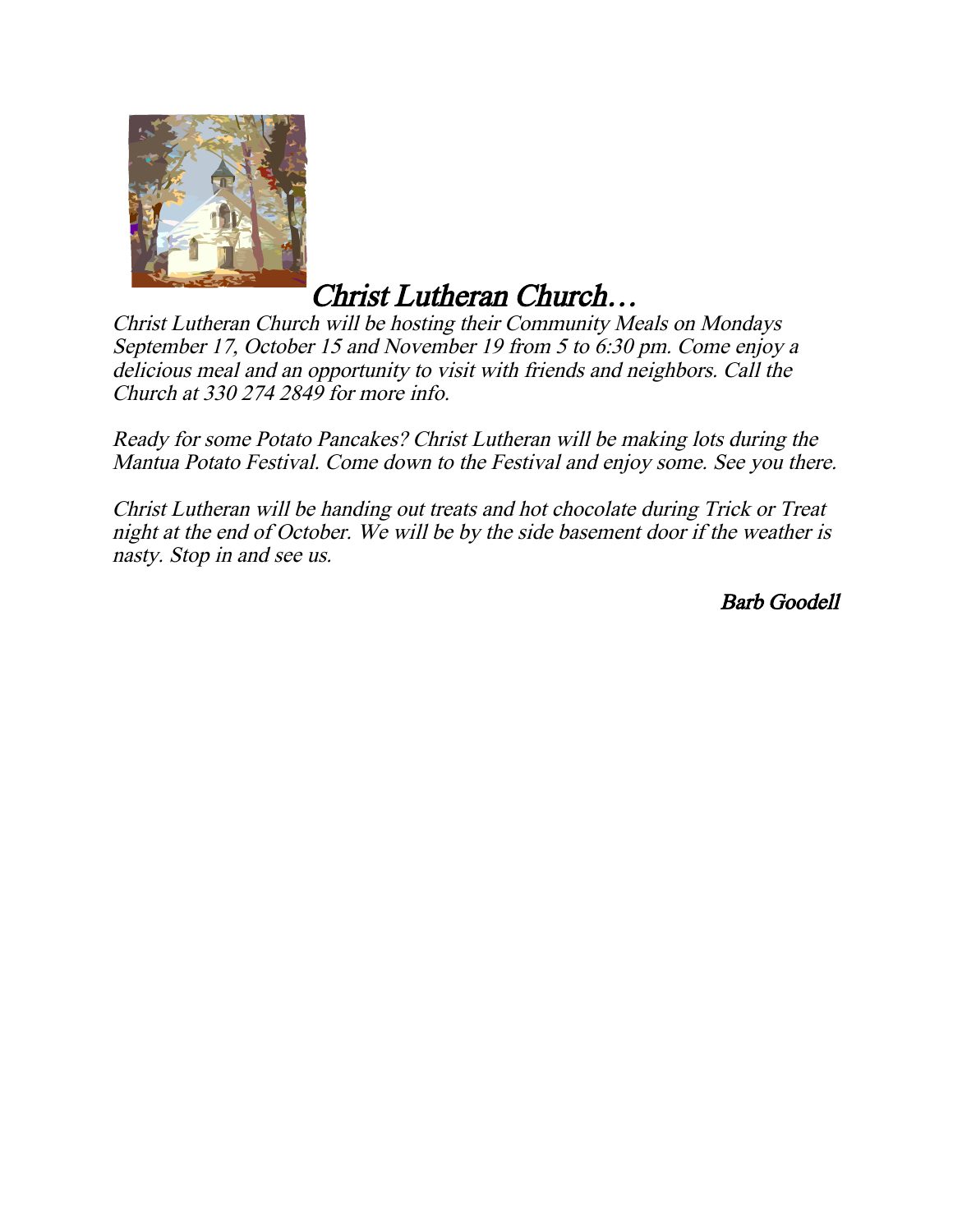# *Christ Lutheran Church…*

*Christ Lutheran Church will be hosting their Community Meals on Mondays September 17, October 15 and November 19 from 5 to 6:30 pm. Come enjoy a delicious meal and an opportunity to visit with friends and neighbors. Call the Church at 330 274 2849 for more info.*

*Ready for some Potato Pancakes? Christ Lutheran will be making lots during the Mantua Potato Festival. Come down to the Festival and enjoy some. See you there.*

*Christ Lutheran will be handing out treats and hot chocolate during Trick or Treat night at the end of October. We will be by the side basement door if the weather is nasty. Stop in and see us.*

*Barb Goodell*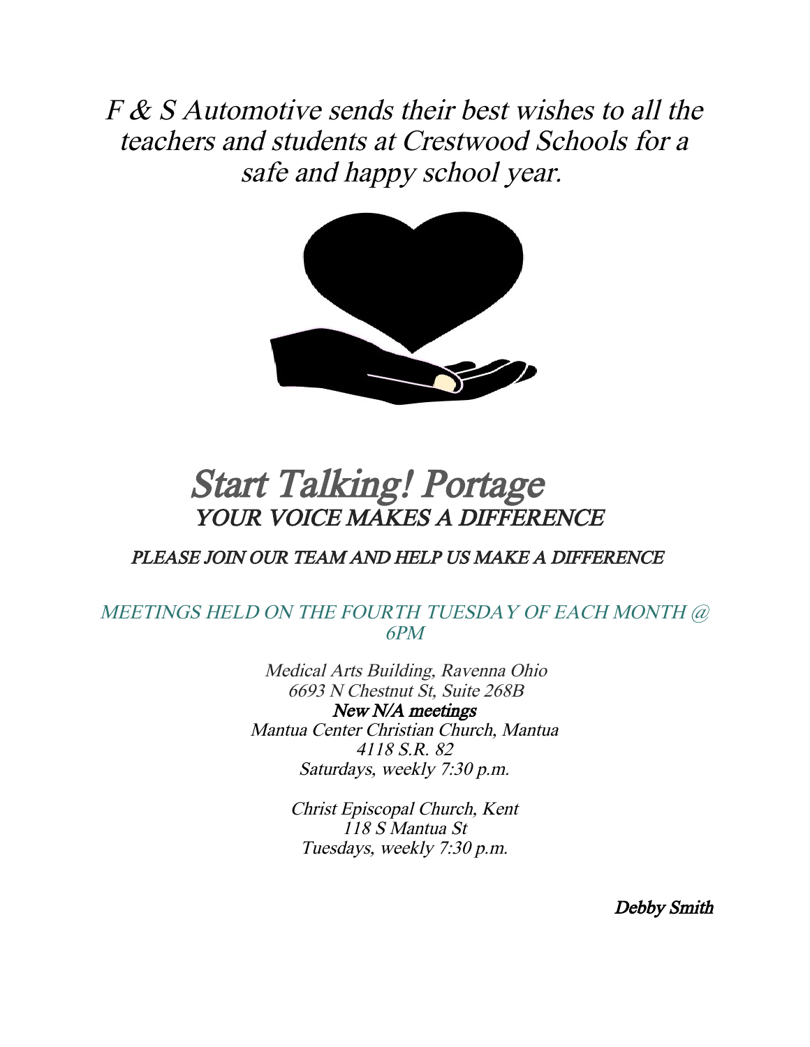*F & S Automotive sends their best wishes to all the teachers and students at Crestwood Schools for a safe and happy school year.*

# *Start Talking! Portage*

## *YOUR VOICE MAKES A DIFFERENCE*

*PLEASE JOIN OUR TEAM AND HELP US MAKE A DIFFERENCE*

*MEETINGS HELD ON THE FOURTH TUESDAY OF EACH MONTH @ 6PM*

*Medical Arts Building, Ravenna Ohio*
*6693 N Chestnut St, Suite 268B*

**New N/A meetings**

*Mantua Center Christian Church, Mantua*
*4118 S.R. 82*
*Saturdays, weekly 7:30 p.m.*

*Christ Episcopal Church, Kent*
*118 S Mantua St*
*Tuesdays, weekly 7:30 p.m.*

*Debby Smith*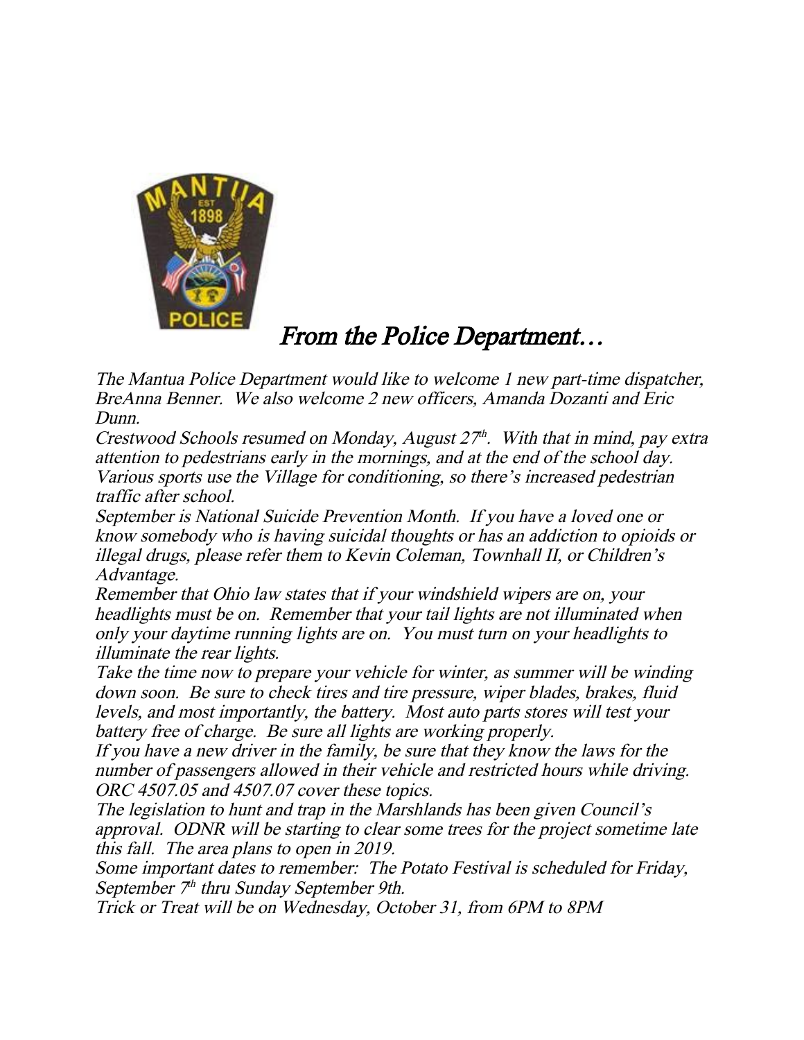# *From the Police Department…*

*The Mantua Police Department would like to welcome 1 new part-time dispatcher, BreAnna Benner. We also welcome 2 new officers, Amanda Dozanti and Eric Dunn.*

*Crestwood Schools resumed on Monday, August 27th. With that in mind, pay extra attention to pedestrians early in the mornings, and at the end of the school day. Various sports use the Village for conditioning, so there's increased pedestrian traffic after school.*

*September is National Suicide Prevention Month. If you have a loved one or know somebody who is having suicidal thoughts or has an addiction to opioids or illegal drugs, please refer them to Kevin Coleman, Townhall II, or Children's Advantage.*

*Remember that Ohio law states that if your windshield wipers are on, your headlights must be on. Remember that your tail lights are not illuminated when only your daytime running lights are on. You must turn on your headlights to illuminate the rear lights.*

*Take the time now to prepare your vehicle for winter, as summer will be winding down soon. Be sure to check tires and tire pressure, wiper blades, brakes, fluid levels, and most importantly, the battery. Most auto parts stores will test your battery free of charge. Be sure all lights are working properly.*

*If you have a new driver in the family, be sure that they know the laws for the number of passengers allowed in their vehicle and restricted hours while driving. ORC 4507.05 and 4507.07 cover these topics.*

*The legislation to hunt and trap in the Marshlands has been given Council's approval. ODNR will be starting to clear some trees for the project sometime late this fall. The area plans to open in 2019.*

*Some important dates to remember: The Potato Festival is scheduled for Friday, September 7th thru Sunday September 9th.*

*Trick or Treat will be on Wednesday, October 31, from 6PM to 8PM*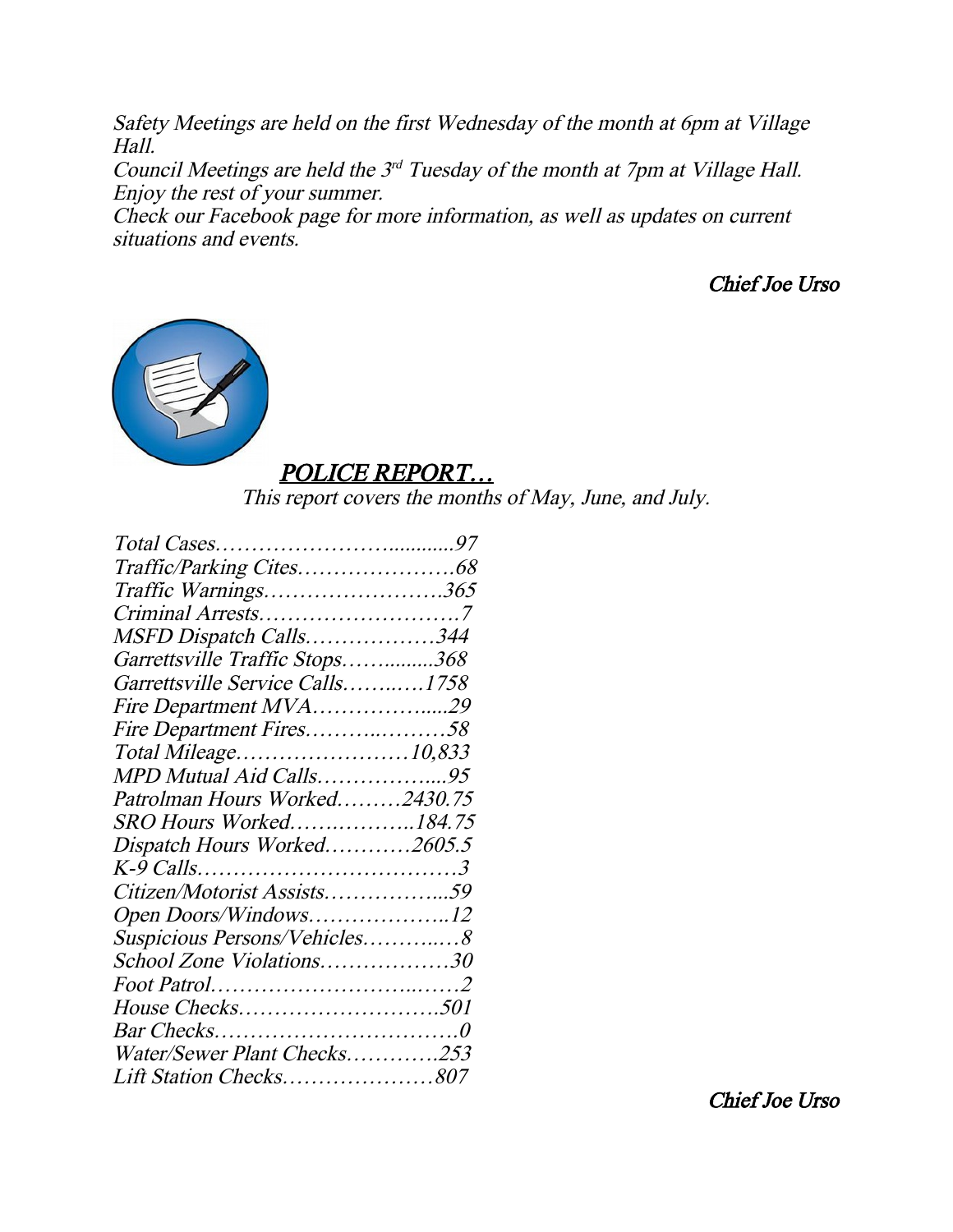*Safety Meetings are held on the first Wednesday of the month at 6pm at Village Hall.*

*Council Meetings are held the 3rd Tuesday of the month at 7pm at Village Hall.*

*Enjoy the rest of your summer.*

*Check our Facebook page for more information, as well as updates on current situations and events.*

***Chief Joe Urso***

## *POLICE REPORT…*

*This report covers the months of May, June, and July.*

*Total Cases……………………...........97*
*Traffic/Parking Cites………………….68*
*Traffic Warnings…………………….365*
*Criminal Arrests……………………….7*
*MSFD Dispatch Calls………………344*
*Garrettsville Traffic Stops……........368*
*Garrettsville Service Calls……..…1758*
*Fire Department MVA……………....29*
*Fire Department Fires………..………58*
*Total Mileage……………………10,833*
*MPD Mutual Aid Calls……………....95*
*Patrolman Hours Worked………2430.75*
*SRO Hours Worked…….………..184.75*
*Dispatch Hours Worked…………2605.5*
*K-9 Calls………………………………3*
*Citizen/Motorist Assists……………...59*
*Open Doors/Windows………………..12*
*Suspicious Persons/Vehicles………..…8*
*School Zone Violations………………30*
*Foot Patrol…………………………..……2*
*House Checks……………………….501*
*Bar Checks…………………………….0*
*Water/Sewer Plant Checks………….253*
*Lift Station Checks…………………807*

***Chief Joe Urso***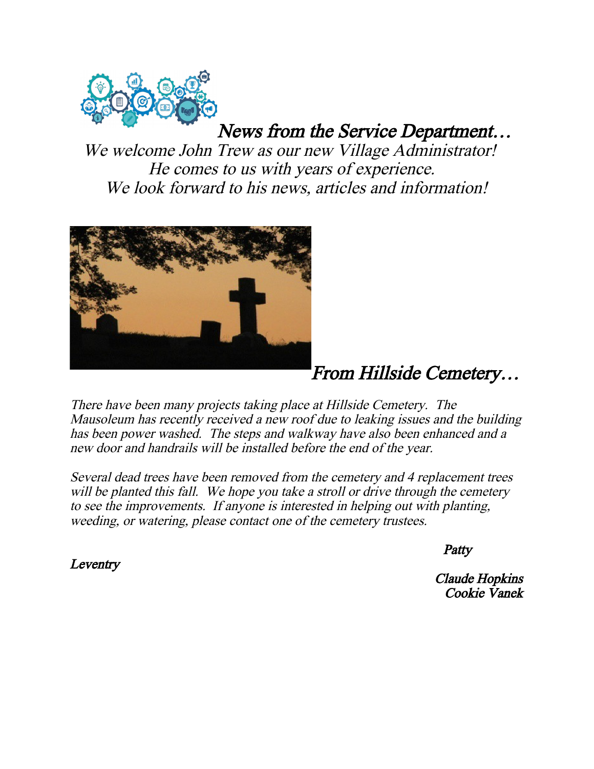## *News from the Service Department…*

*We welcome John Trew as our new Village Administrator!*
*He comes to us with years of experience.*
*We look forward to his news, articles and information!*

## *From Hillside Cemetery…*

*There have been many projects taking place at Hillside Cemetery. The Mausoleum has recently received a new roof due to leaking issues and the building has been power washed. The steps and walkway have also been enhanced and a new door and handrails will be installed before the end of the year.*

*Several dead trees have been removed from the cemetery and 4 replacement trees will be planted this fall. We hope you take a stroll or drive through the cemetery to see the improvements. If anyone is interested in helping out with planting, weeding, or watering, please contact one of the cemetery trustees.*

*Patty Leventry*
*Claude Hopkins*
*Cookie Vanek*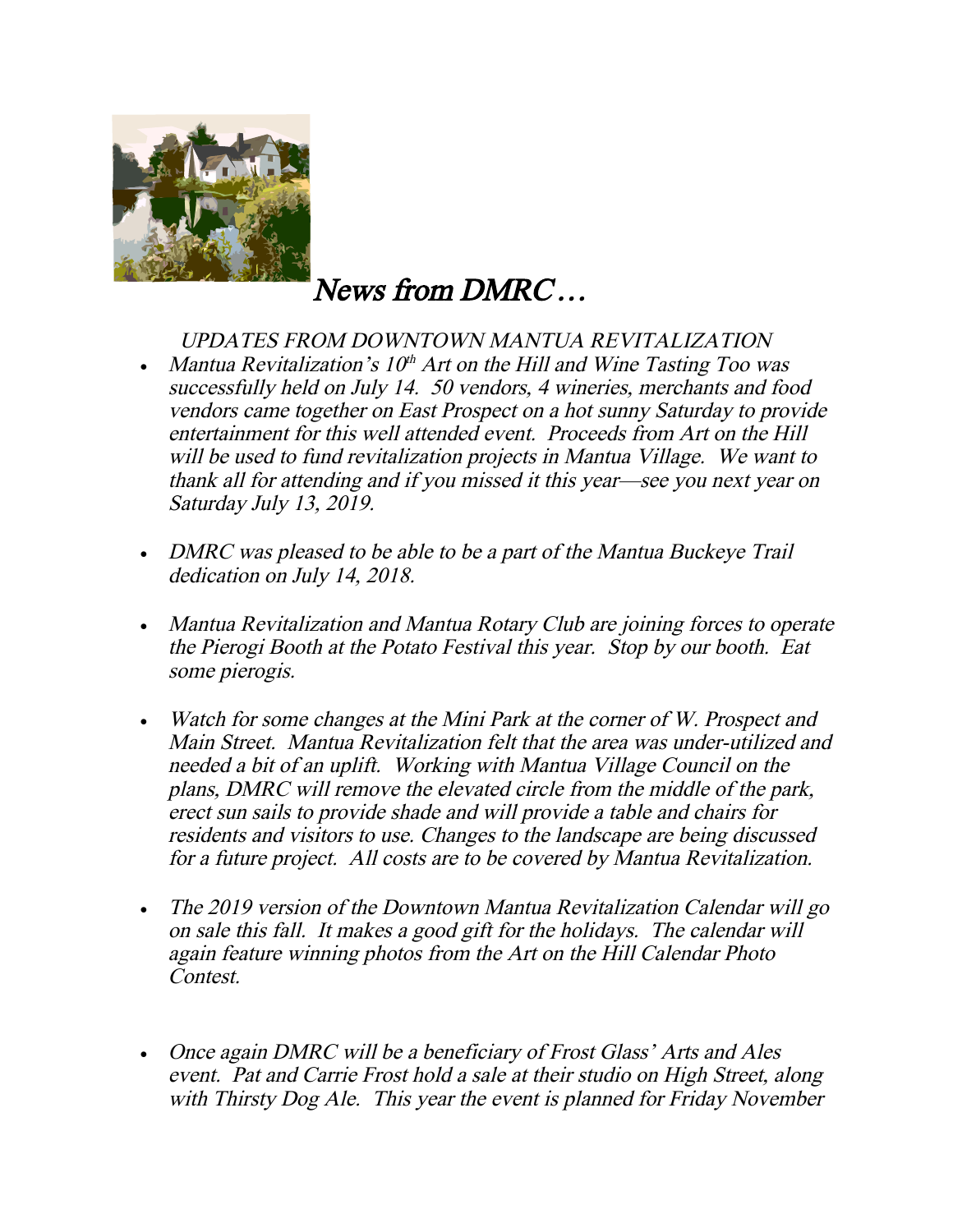# *News from DMRC…*

*UPDATES FROM DOWNTOWN MANTUA REVITALIZATION*

- *Mantua Revitalization's 10th Art on the Hill and Wine Tasting Too was successfully held on July 14. 50 vendors, 4 wineries, merchants and food vendors came together on East Prospect on a hot sunny Saturday to provide entertainment for this well attended event. Proceeds from Art on the Hill will be used to fund revitalization projects in Mantua Village. We want to thank all for attending and if you missed it this year—see you next year on Saturday July 13, 2019.*

- *DMRC was pleased to be able to be a part of the Mantua Buckeye Trail dedication on July 14, 2018.*

- *Mantua Revitalization and Mantua Rotary Club are joining forces to operate the Pierogi Booth at the Potato Festival this year. Stop by our booth. Eat some pierogis.*

- *Watch for some changes at the Mini Park at the corner of W. Prospect and Main Street. Mantua Revitalization felt that the area was under-utilized and needed a bit of an uplift. Working with Mantua Village Council on the plans, DMRC will remove the elevated circle from the middle of the park, erect sun sails to provide shade and will provide a table and chairs for residents and visitors to use. Changes to the landscape are being discussed for a future project. All costs are to be covered by Mantua Revitalization.*

- *The 2019 version of the Downtown Mantua Revitalization Calendar will go on sale this fall. It makes a good gift for the holidays. The calendar will again feature winning photos from the Art on the Hill Calendar Photo Contest.*

- *Once again DMRC will be a beneficiary of Frost Glass' Arts and Ales event. Pat and Carrie Frost hold a sale at their studio on High Street, along with Thirsty Dog Ale. This year the event is planned for Friday November*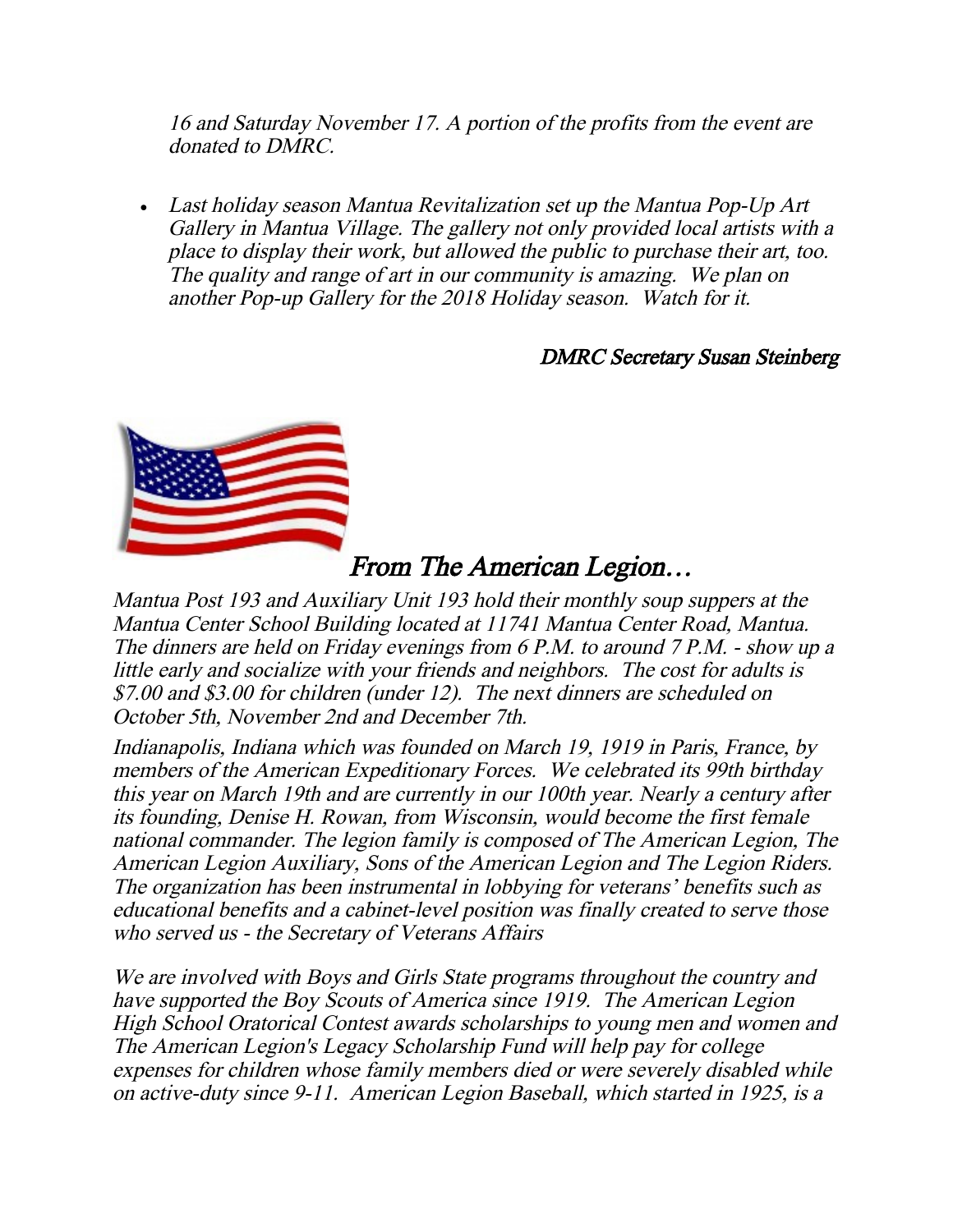*16 and Saturday November 17. A portion of the profits from the event are donated to DMRC.*

- *Last holiday season Mantua Revitalization set up the Mantua Pop-Up Art Gallery in Mantua Village. The gallery not only provided local artists with a place to display their work, but allowed the public to purchase their art, too. The quality and range of art in our community is amazing. We plan on another Pop-up Gallery for the 2018 Holiday season. Watch for it.*

*DMRC Secretary Susan Steinberg*

## *From The American Legion…*

*Mantua Post 193 and Auxiliary Unit 193 hold their monthly soup suppers at the Mantua Center School Building located at 11741 Mantua Center Road, Mantua. The dinners are held on Friday evenings from 6 P.M. to around 7 P.M. - show up a little early and socialize with your friends and neighbors. The cost for adults is $7.00 and $3.00 for children (under 12). The next dinners are scheduled on October 5th, November 2nd and December 7th.*

*Indianapolis, Indiana which was founded on March 19, 1919 in Paris, France, by members of the American Expeditionary Forces. We celebrated its 99th birthday this year on March 19th and are currently in our 100th year. Nearly a century after its founding, Denise H. Rowan, from Wisconsin, would become the first female national commander. The legion family is composed of The American Legion, The American Legion Auxiliary, Sons of the American Legion and The Legion Riders. The organization has been instrumental in lobbying for veterans' benefits such as educational benefits and a cabinet-level position was finally created to serve those who served us - the Secretary of Veterans Affairs*

*We are involved with Boys and Girls State programs throughout the country and have supported the Boy Scouts of America since 1919. The American Legion High School Oratorical Contest awards scholarships to young men and women and The American Legion's Legacy Scholarship Fund will help pay for college expenses for children whose family members died or were severely disabled while on active-duty since 9-11. American Legion Baseball, which started in 1925, is a*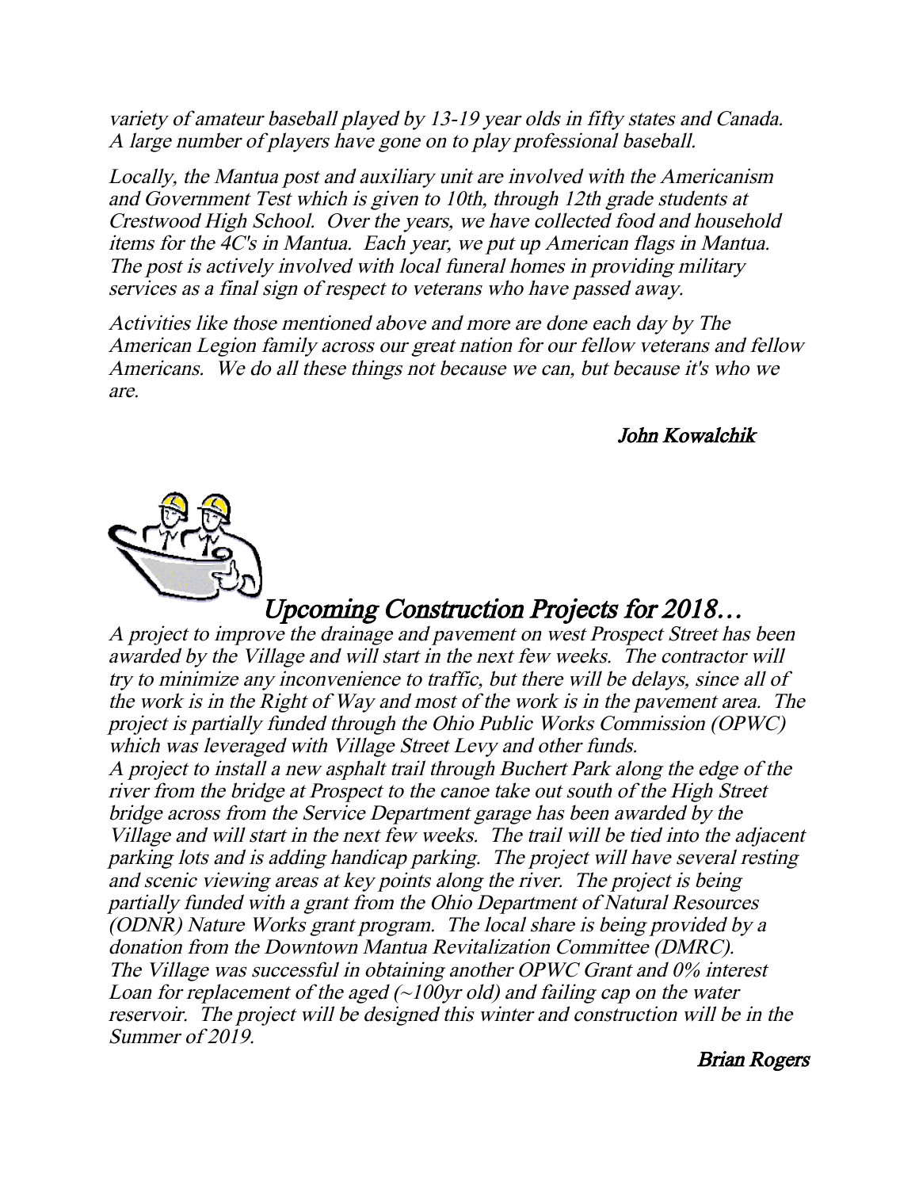*variety of amateur baseball played by 13-19 year olds in fifty states and Canada. A large number of players have gone on to play professional baseball.*

*Locally, the Mantua post and auxiliary unit are involved with the Americanism and Government Test which is given to 10th, through 12th grade students at Crestwood High School. Over the years, we have collected food and household items for the 4C's in Mantua. Each year, we put up American flags in Mantua. The post is actively involved with local funeral homes in providing military services as a final sign of respect to veterans who have passed away.*

*Activities like those mentioned above and more are done each day by The American Legion family across our great nation for our fellow veterans and fellow Americans. We do all these things not because we can, but because it's who we are.*

***John Kowalchik***

## *Upcoming Construction Projects for 2018…*

*A project to improve the drainage and pavement on west Prospect Street has been awarded by the Village and will start in the next few weeks. The contractor will try to minimize any inconvenience to traffic, but there will be delays, since all of the work is in the Right of Way and most of the work is in the pavement area. The project is partially funded through the Ohio Public Works Commission (OPWC) which was leveraged with Village Street Levy and other funds.*

*A project to install a new asphalt trail through Buchert Park along the edge of the river from the bridge at Prospect to the canoe take out south of the High Street bridge across from the Service Department garage has been awarded by the Village and will start in the next few weeks. The trail will be tied into the adjacent parking lots and is adding handicap parking. The project will have several resting and scenic viewing areas at key points along the river. The project is being partially funded with a grant from the Ohio Department of Natural Resources (ODNR) Nature Works grant program. The local share is being provided by a donation from the Downtown Mantua Revitalization Committee (DMRC).*

*The Village was successful in obtaining another OPWC Grant and 0% interest Loan for replacement of the aged (~100yr old) and failing cap on the water reservoir. The project will be designed this winter and construction will be in the Summer of 2019.*

***Brian Rogers***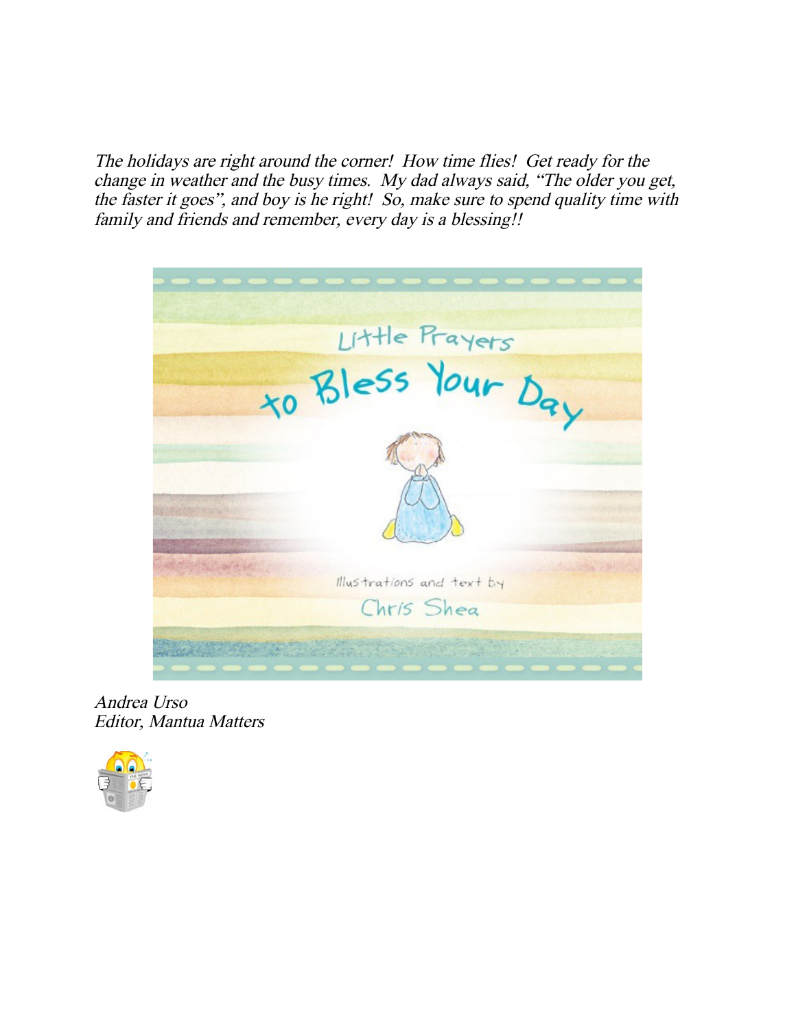*The holidays are right around the corner! How time flies! Get ready for the change in weather and the busy times. My dad always said, "The older you get, the faster it goes", and boy is he right! So, make sure to spend quality time with family and friends and remember, every day is a blessing!!*

Little Prayers to Bless Your Day

Illustrations and text by Chris Shea

*Andrea Urso*
*Editor, Mantua Matters*